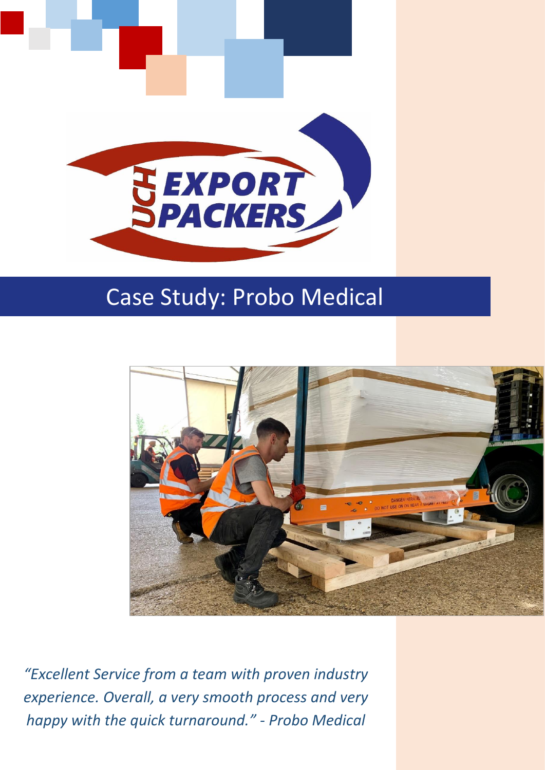# Case Study: Probo Medical

*"Excellent Service from a team with proven industry experience. Overall, a very smooth process and very happy with the quick turnaround." - Probo Medical*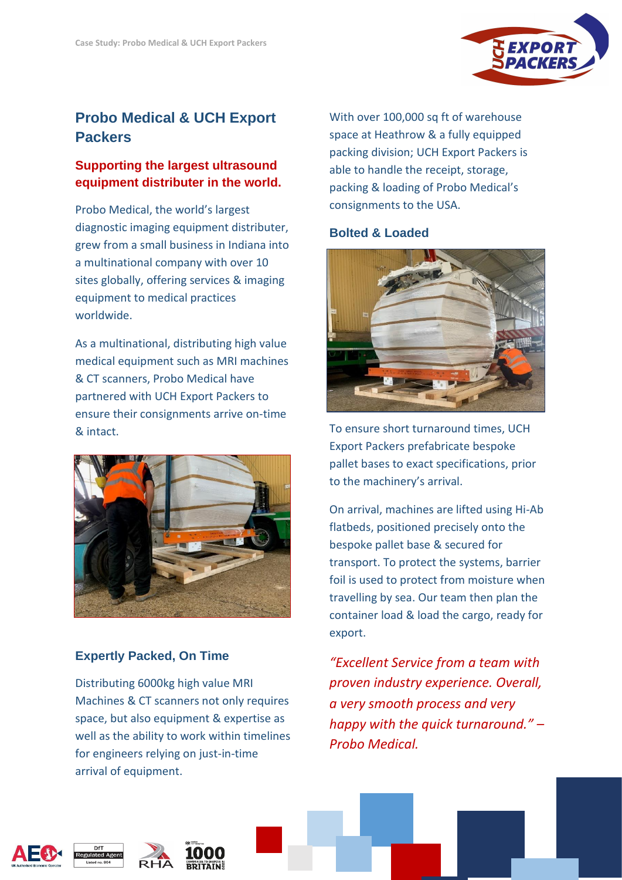# Probo Medical & UCH Export Packers

## Supporting the largest ultrasound equipment distributer in the world.

Probo Medical, the world's largest diagnostic imaging equipment distributer, grew from a small business in Indiana into a multinational company with over 10 sites globally, offering services & imaging equipment to medical practices worldwide.

As a multinational, distributing high value medical equipment such as MRI machines & CT scanners, Probo Medical have partnered with UCH Export Packers to ensure their consignments arrive on-time & intact.

### Expertly Packed, On Time

Distributing 6000kg high value MRI Machines & CT scanners not only requires space, but also equipment & expertise as well as the ability to work within timelines for engineers relying on just-in-time arrival of equipment.

With over 100,000 sq ft of warehouse space at Heathrow & a fully equipped packing division; UCH Export Packers is able to handle the receipt, storage, packing & loading of Probo Medical's consignments to the USA.

### Bolted & Loaded

To ensure short turnaround times, UCH Export Packers prefabricate bespoke pallet bases to exact specifications, prior to the machinery's arrival.

On arrival, machines are lifted using Hi-Ab flatbeds, positioned precisely onto the bespoke pallet base & secured for transport. To protect the systems, barrier foil is used to protect from moisture when travelling by sea. Our team then plan the container load & load the cargo, ready for export.

*"Excellent Service from a team with proven industry experience. Overall, a very smooth process and very happy with the quick turnaround." – Probo Medical.*